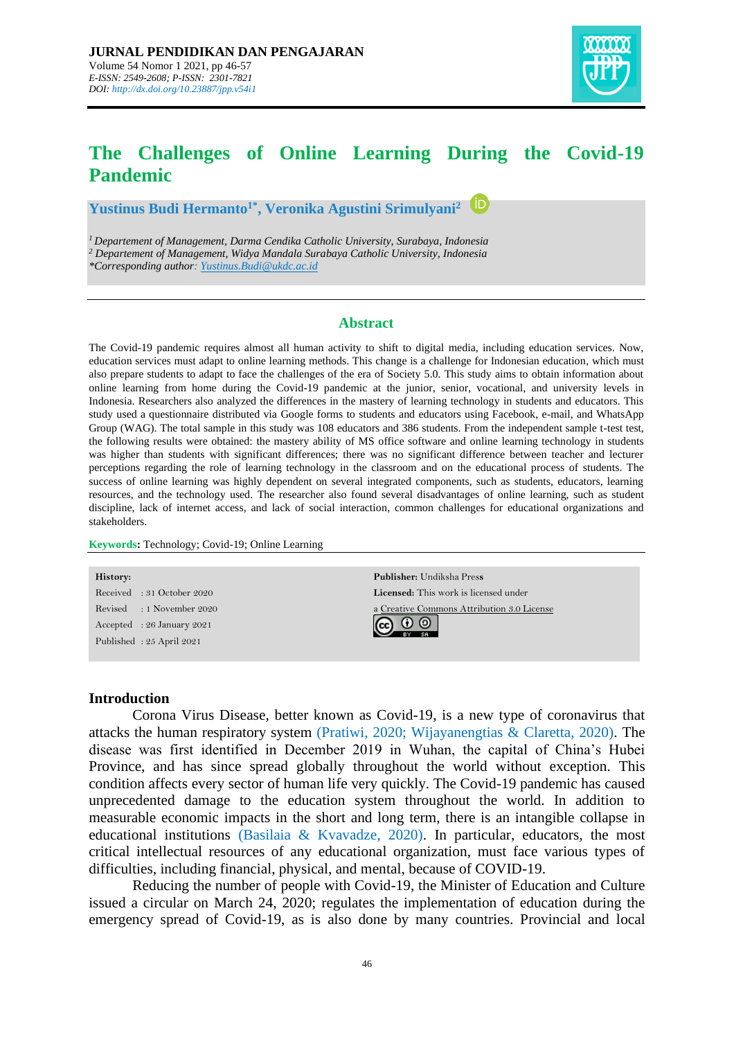JURNAL PENDIDIKAN DAN PENGAJARAN
Volume 54 Nomor 1 2021, pp 46-57
*E-ISSN: 2549-2608; P-ISSN: 2301-7821*
*DOI: http://dx.doi.org/10.23887/jpp.v54i1*

# The Challenges of Online Learning During the Covid-19 Pandemic

**Yustinus Budi Hermanto[1*], Veronika Agustini Srimulyani[2]**

[1] *Departement of Management, Darma Cendika Catholic University, Surabaya, Indonesia*
[2] *Departement of Management, Widya Mandala Surabaya Catholic University, Indonesia*
*\*Corresponding author: Yustinus.Budi@ukdc.ac.id*

## Abstract

The Covid-19 pandemic requires almost all human activity to shift to digital media, including education services. Now, education services must adapt to online learning methods. This change is a challenge for Indonesian education, which must also prepare students to adapt to face the challenges of the era of Society 5.0. This study aims to obtain information about online learning from home during the Covid-19 pandemic at the junior, senior, vocational, and university levels in Indonesia. Researchers also analyzed the differences in the mastery of learning technology in students and educators. This study used a questionnaire distributed via Google forms to students and educators using Facebook, e-mail, and WhatsApp Group (WAG). The total sample in this study was 108 educators and 386 students. From the independent sample t-test test, the following results were obtained: the mastery ability of MS office software and online learning technology in students was higher than students with significant differences; there was no significant difference between teacher and lecturer perceptions regarding the role of learning technology in the classroom and on the educational process of students. The success of online learning was highly dependent on several integrated components, such as students, educators, learning resources, and the technology used. The researcher also found several disadvantages of online learning, such as student discipline, lack of internet access, and lack of social interaction, common challenges for educational organizations and stakeholders.

**Keywords:** Technology; Covid-19; Online Learning

**History:**
Received : 31 October 2020
Revised : 1 November 2020
Accepted : 26 January 2021
Published : 25 April 2021

**Publisher:** Undiksha Press
**Licensed:** This work is licensed under a Creative Commons Attribution 3.0 License

## Introduction

Corona Virus Disease, better known as Covid-19, is a new type of coronavirus that attacks the human respiratory system (Pratiwi, 2020; Wijayanengtias & Claretta, 2020). The disease was first identified in December 2019 in Wuhan, the capital of China's Hubei Province, and has since spread globally throughout the world without exception. This condition affects every sector of human life very quickly. The Covid-19 pandemic has caused unprecedented damage to the education system throughout the world. In addition to measurable economic impacts in the short and long term, there is an intangible collapse in educational institutions (Basilaia & Kvavadze, 2020). In particular, educators, the most critical intellectual resources of any educational organization, must face various types of difficulties, including financial, physical, and mental, because of COVID-19.

Reducing the number of people with Covid-19, the Minister of Education and Culture issued a circular on March 24, 2020; regulates the implementation of education during the emergency spread of Covid-19, as is also done by many countries. Provincial and local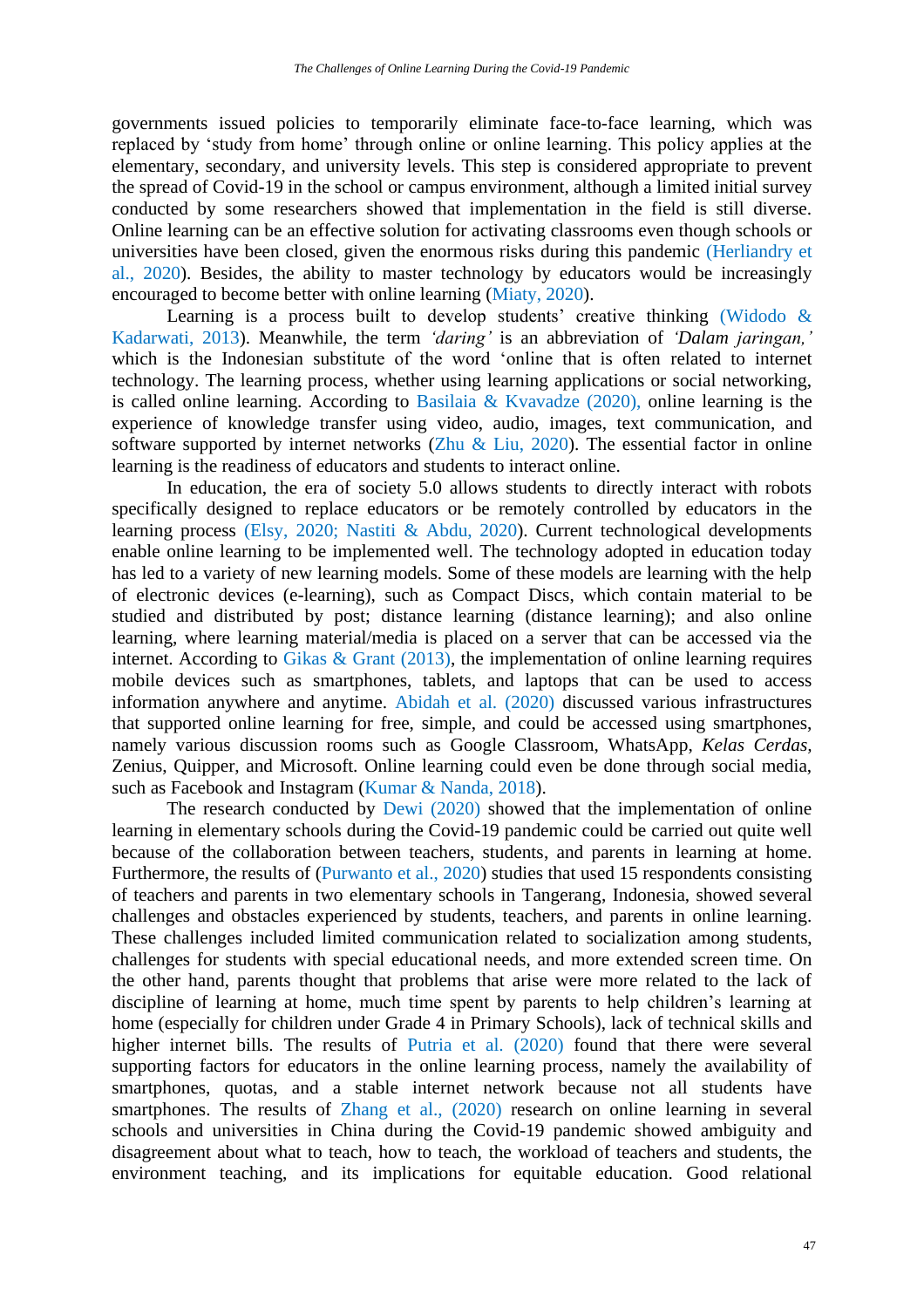governments issued policies to temporarily eliminate face-to-face learning, which was replaced by 'study from home' through online or online learning. This policy applies at the elementary, secondary, and university levels. This step is considered appropriate to prevent the spread of Covid-19 in the school or campus environment, although a limited initial survey conducted by some researchers showed that implementation in the field is still diverse. Online learning can be an effective solution for activating classrooms even though schools or universities have been closed, given the enormous risks during this pandemic (Herliandry et al., 2020). Besides, the ability to master technology by educators would be increasingly encouraged to become better with online learning (Miaty, 2020).

Learning is a process built to develop students' creative thinking (Widodo & Kadarwati, 2013). Meanwhile, the term *'daring'* is an abbreviation of *'Dalam jaringan,'* which is the Indonesian substitute of the word 'online that is often related to internet technology. The learning process, whether using learning applications or social networking, is called online learning. According to Basilaia & Kvavadze (2020), online learning is the experience of knowledge transfer using video, audio, images, text communication, and software supported by internet networks (Zhu & Liu, 2020). The essential factor in online learning is the readiness of educators and students to interact online.

In education, the era of society 5.0 allows students to directly interact with robots specifically designed to replace educators or be remotely controlled by educators in the learning process (Elsy, 2020; Nastiti & Abdu, 2020). Current technological developments enable online learning to be implemented well. The technology adopted in education today has led to a variety of new learning models. Some of these models are learning with the help of electronic devices (e-learning), such as Compact Discs, which contain material to be studied and distributed by post; distance learning (distance learning); and also online learning, where learning material/media is placed on a server that can be accessed via the internet. According to Gikas & Grant (2013), the implementation of online learning requires mobile devices such as smartphones, tablets, and laptops that can be used to access information anywhere and anytime. Abidah et al. (2020) discussed various infrastructures that supported online learning for free, simple, and could be accessed using smartphones, namely various discussion rooms such as Google Classroom, WhatsApp, *Kelas Cerdas*, Zenius, Quipper, and Microsoft. Online learning could even be done through social media, such as Facebook and Instagram (Kumar & Nanda, 2018).

The research conducted by Dewi (2020) showed that the implementation of online learning in elementary schools during the Covid-19 pandemic could be carried out quite well because of the collaboration between teachers, students, and parents in learning at home. Furthermore, the results of (Purwanto et al., 2020) studies that used 15 respondents consisting of teachers and parents in two elementary schools in Tangerang, Indonesia, showed several challenges and obstacles experienced by students, teachers, and parents in online learning. These challenges included limited communication related to socialization among students, challenges for students with special educational needs, and more extended screen time. On the other hand, parents thought that problems that arise were more related to the lack of discipline of learning at home, much time spent by parents to help children's learning at home (especially for children under Grade 4 in Primary Schools), lack of technical skills and higher internet bills. The results of Putria et al. (2020) found that there were several supporting factors for educators in the online learning process, namely the availability of smartphones, quotas, and a stable internet network because not all students have smartphones. The results of Zhang et al., (2020) research on online learning in several schools and universities in China during the Covid-19 pandemic showed ambiguity and disagreement about what to teach, how to teach, the workload of teachers and students, the environment teaching, and its implications for equitable education. Good relational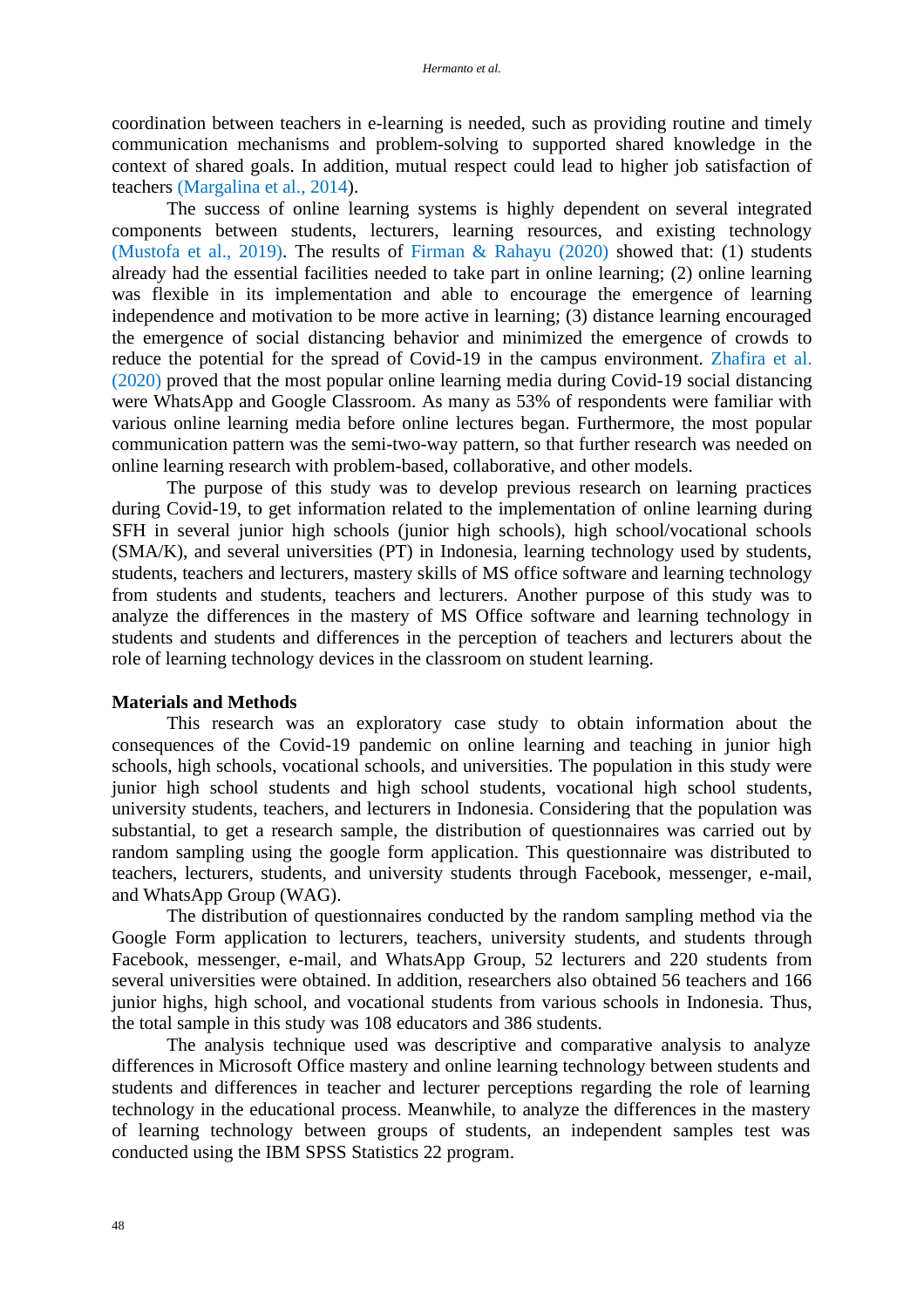coordination between teachers in e-learning is needed, such as providing routine and timely communication mechanisms and problem-solving to supported shared knowledge in the context of shared goals. In addition, mutual respect could lead to higher job satisfaction of teachers (Margalina et al., 2014).

The success of online learning systems is highly dependent on several integrated components between students, lecturers, learning resources, and existing technology (Mustofa et al., 2019). The results of Firman & Rahayu (2020) showed that: (1) students already had the essential facilities needed to take part in online learning; (2) online learning was flexible in its implementation and able to encourage the emergence of learning independence and motivation to be more active in learning; (3) distance learning encouraged the emergence of social distancing behavior and minimized the emergence of crowds to reduce the potential for the spread of Covid-19 in the campus environment. Zhafira et al. (2020) proved that the most popular online learning media during Covid-19 social distancing were WhatsApp and Google Classroom. As many as 53% of respondents were familiar with various online learning media before online lectures began. Furthermore, the most popular communication pattern was the semi-two-way pattern, so that further research was needed on online learning research with problem-based, collaborative, and other models.

The purpose of this study was to develop previous research on learning practices during Covid-19, to get information related to the implementation of online learning during SFH in several junior high schools (junior high schools), high school/vocational schools (SMA/K), and several universities (PT) in Indonesia, learning technology used by students, students, teachers and lecturers, mastery skills of MS office software and learning technology from students and students, teachers and lecturers. Another purpose of this study was to analyze the differences in the mastery of MS Office software and learning technology in students and students and differences in the perception of teachers and lecturers about the role of learning technology devices in the classroom on student learning.

## Materials and Methods

This research was an exploratory case study to obtain information about the consequences of the Covid-19 pandemic on online learning and teaching in junior high schools, high schools, vocational schools, and universities. The population in this study were junior high school students and high school students, vocational high school students, university students, teachers, and lecturers in Indonesia. Considering that the population was substantial, to get a research sample, the distribution of questionnaires was carried out by random sampling using the google form application. This questionnaire was distributed to teachers, lecturers, students, and university students through Facebook, messenger, e-mail, and WhatsApp Group (WAG).

The distribution of questionnaires conducted by the random sampling method via the Google Form application to lecturers, teachers, university students, and students through Facebook, messenger, e-mail, and WhatsApp Group, 52 lecturers and 220 students from several universities were obtained. In addition, researchers also obtained 56 teachers and 166 junior highs, high school, and vocational students from various schools in Indonesia. Thus, the total sample in this study was 108 educators and 386 students.

The analysis technique used was descriptive and comparative analysis to analyze differences in Microsoft Office mastery and online learning technology between students and students and differences in teacher and lecturer perceptions regarding the role of learning technology in the educational process. Meanwhile, to analyze the differences in the mastery of learning technology between groups of students, an independent samples test was conducted using the IBM SPSS Statistics 22 program.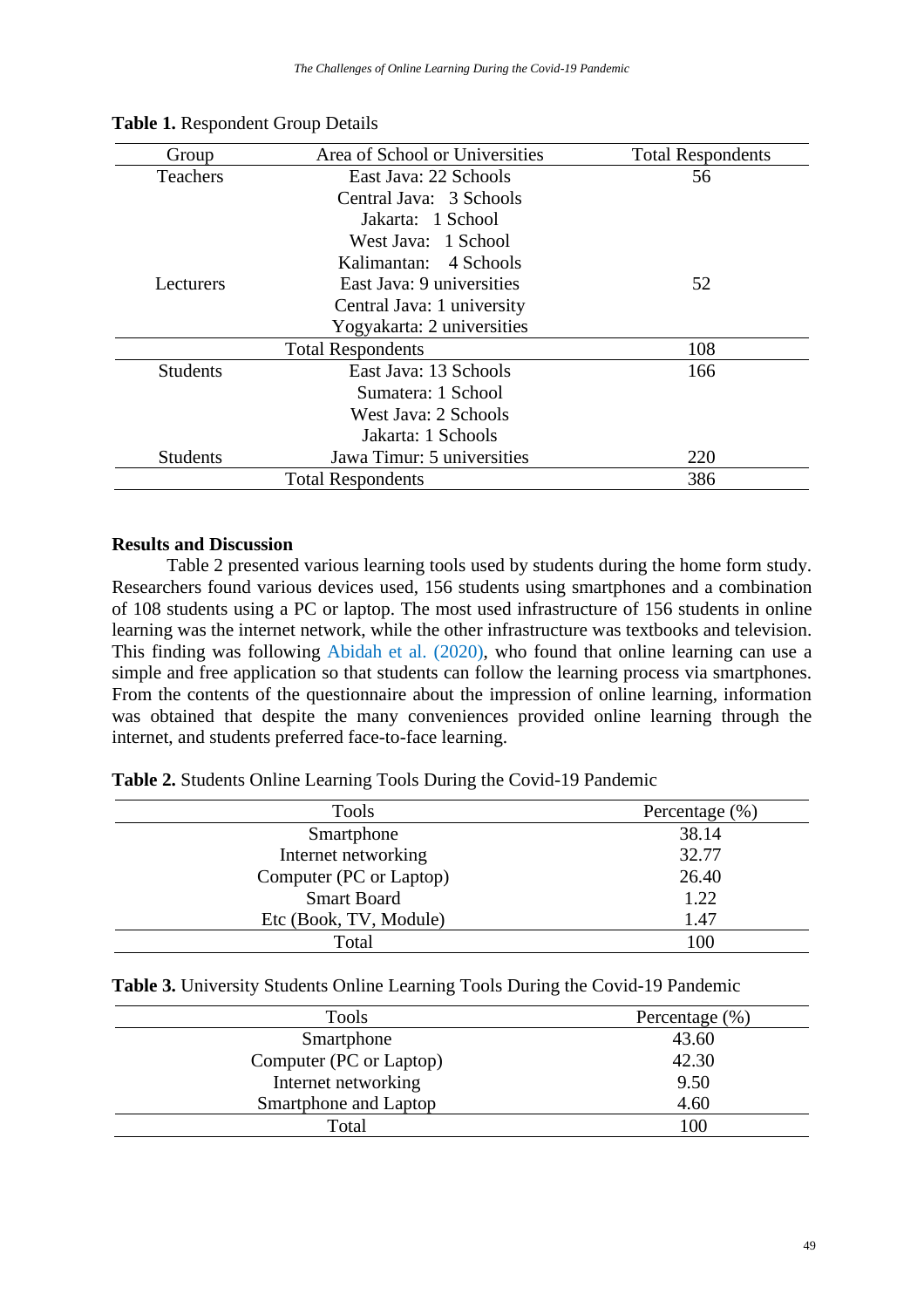**Table 1.** Respondent Group Details

| Group | Area of School or Universities | Total Respondents |
|---|---|---|
| Teachers | East Java: 22 Schools | 56 |
| | Central Java: 3 Schools | |
| | Jakarta: 1 School | |
| | West Java: 1 School | |
| | Kalimantan: 4 Schools | |
| Lecturers | East Java: 9 universities | 52 |
| | Central Java: 1 university | |
| | Yogyakarta: 2 universities | |
| Total Respondents | | 108 |
| Students | East Java: 13 Schools | 166 |
| | Sumatera: 1 School | |
| | West Java: 2 Schools | |
| | Jakarta: 1 Schools | |
| Students | Jawa Timur: 5 universities | 220 |
| Total Respondents | | 386 |

## Results and Discussion

Table 2 presented various learning tools used by students during the home form study. Researchers found various devices used, 156 students using smartphones and a combination of 108 students using a PC or laptop. The most used infrastructure of 156 students in online learning was the internet network, while the other infrastructure was textbooks and television. This finding was following Abidah et al. (2020), who found that online learning can use a simple and free application so that students can follow the learning process via smartphones. From the contents of the questionnaire about the impression of online learning, information was obtained that despite the many conveniences provided online learning through the internet, and students preferred face-to-face learning.

**Table 2.** Students Online Learning Tools During the Covid-19 Pandemic

| Tools | Percentage (%) |
|---|---|
| Smartphone | 38.14 |
| Internet networking | 32.77 |
| Computer (PC or Laptop) | 26.40 |
| Smart Board | 1.22 |
| Etc (Book, TV, Module) | 1.47 |
| Total | 100 |

**Table 3.** University Students Online Learning Tools During the Covid-19 Pandemic

| Tools | Percentage (%) |
|---|---|
| Smartphone | 43.60 |
| Computer (PC or Laptop) | 42.30 |
| Internet networking | 9.50 |
| Smartphone and Laptop | 4.60 |
| Total | 100 |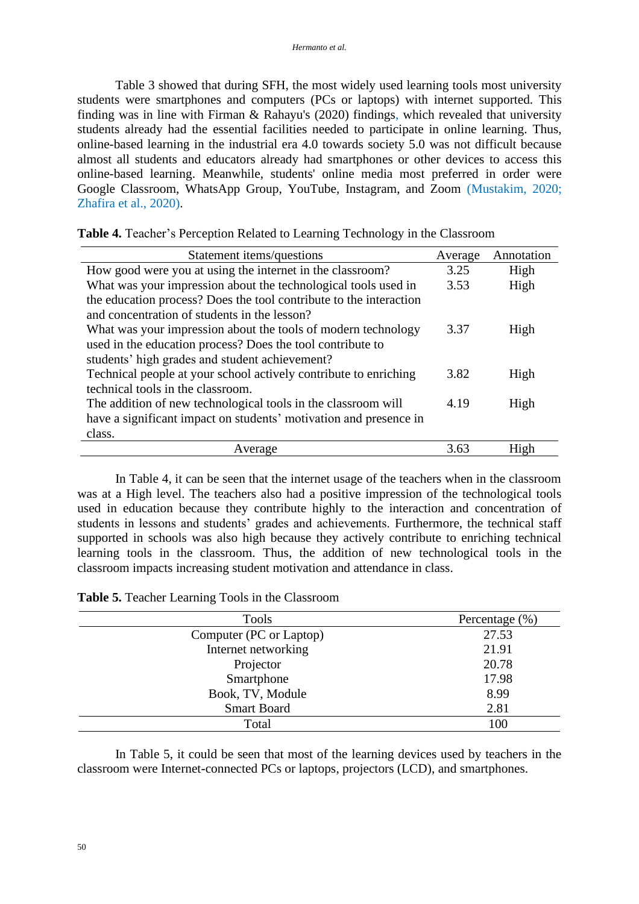Table 3 showed that during SFH, the most widely used learning tools most university students were smartphones and computers (PCs or laptops) with internet supported. This finding was in line with Firman & Rahayu's (2020) findings, which revealed that university students already had the essential facilities needed to participate in online learning. Thus, online-based learning in the industrial era 4.0 towards society 5.0 was not difficult because almost all students and educators already had smartphones or other devices to access this online-based learning. Meanwhile, students' online media most preferred in order were Google Classroom, WhatsApp Group, YouTube, Instagram, and Zoom (Mustakim, 2020; Zhafira et al., 2020).

**Table 4.** Teacher's Perception Related to Learning Technology in the Classroom

| Statement items/questions | Average | Annotation |
|---|---|---|
| How good were you at using the internet in the classroom? | 3.25 | High |
| What was your impression about the technological tools used in the education process? Does the tool contribute to the interaction and concentration of students in the lesson? | 3.53 | High |
| What was your impression about the tools of modern technology used in the education process? Does the tool contribute to students' high grades and student achievement? | 3.37 | High |
| Technical people at your school actively contribute to enriching technical tools in the classroom. | 3.82 | High |
| The addition of new technological tools in the classroom will have a significant impact on students' motivation and presence in class. | 4.19 | High |
| Average | 3.63 | High |

In Table 4, it can be seen that the internet usage of the teachers when in the classroom was at a High level. The teachers also had a positive impression of the technological tools used in education because they contribute highly to the interaction and concentration of students in lessons and students' grades and achievements. Furthermore, the technical staff supported in schools was also high because they actively contribute to enriching technical learning tools in the classroom. Thus, the addition of new technological tools in the classroom impacts increasing student motivation and attendance in class.

**Table 5.** Teacher Learning Tools in the Classroom

| Tools | Percentage (%) |
|---|---|
| Computer (PC or Laptop) | 27.53 |
| Internet networking | 21.91 |
| Projector | 20.78 |
| Smartphone | 17.98 |
| Book, TV, Module | 8.99 |
| Smart Board | 2.81 |
| Total | 100 |

In Table 5, it could be seen that most of the learning devices used by teachers in the classroom were Internet-connected PCs or laptops, projectors (LCD), and smartphones.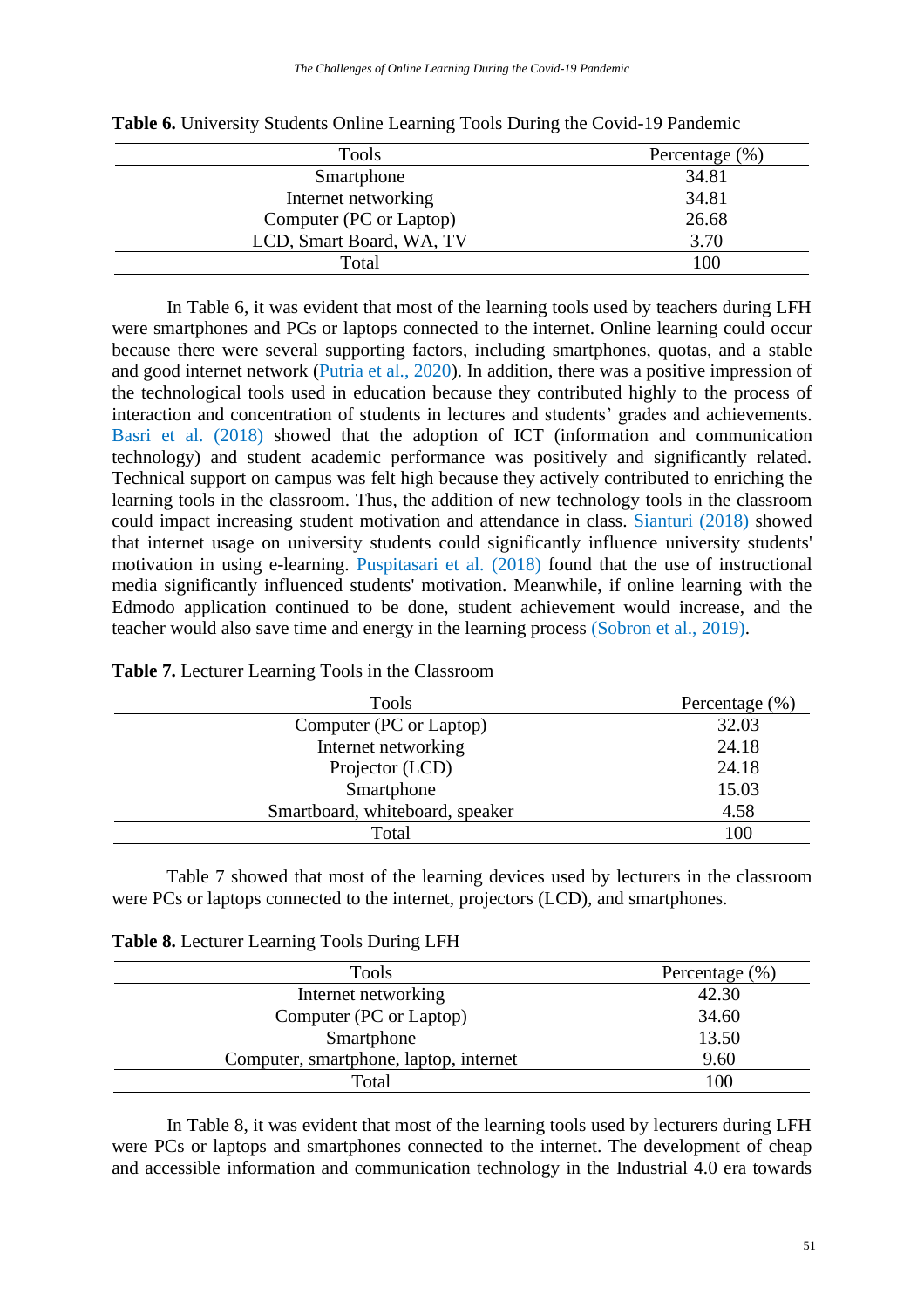**Table 6.** University Students Online Learning Tools During the Covid-19 Pandemic

| Tools | Percentage (%) |
|---|---|
| Smartphone | 34.81 |
| Internet networking | 34.81 |
| Computer (PC or Laptop) | 26.68 |
| LCD, Smart Board, WA, TV | 3.70 |
| Total | 100 |

In Table 6, it was evident that most of the learning tools used by teachers during LFH were smartphones and PCs or laptops connected to the internet. Online learning could occur because there were several supporting factors, including smartphones, quotas, and a stable and good internet network (Putria et al., 2020). In addition, there was a positive impression of the technological tools used in education because they contributed highly to the process of interaction and concentration of students in lectures and students' grades and achievements. Basri et al. (2018) showed that the adoption of ICT (information and communication technology) and student academic performance was positively and significantly related. Technical support on campus was felt high because they actively contributed to enriching the learning tools in the classroom. Thus, the addition of new technology tools in the classroom could impact increasing student motivation and attendance in class. Sianturi (2018) showed that internet usage on university students could significantly influence university students' motivation in using e-learning. Puspitasari et al. (2018) found that the use of instructional media significantly influenced students' motivation. Meanwhile, if online learning with the Edmodo application continued to be done, student achievement would increase, and the teacher would also save time and energy in the learning process (Sobron et al., 2019).

**Table 7.** Lecturer Learning Tools in the Classroom

| Tools | Percentage (%) |
|---|---|
| Computer (PC or Laptop) | 32.03 |
| Internet networking | 24.18 |
| Projector (LCD) | 24.18 |
| Smartphone | 15.03 |
| Smartboard, whiteboard, speaker | 4.58 |
| Total | 100 |

Table 7 showed that most of the learning devices used by lecturers in the classroom were PCs or laptops connected to the internet, projectors (LCD), and smartphones.

**Table 8.** Lecturer Learning Tools During LFH

| Tools | Percentage (%) |
|---|---|
| Internet networking | 42.30 |
| Computer (PC or Laptop) | 34.60 |
| Smartphone | 13.50 |
| Computer, smartphone, laptop, internet | 9.60 |
| Total | 100 |

In Table 8, it was evident that most of the learning tools used by lecturers during LFH were PCs or laptops and smartphones connected to the internet. The development of cheap and accessible information and communication technology in the Industrial 4.0 era towards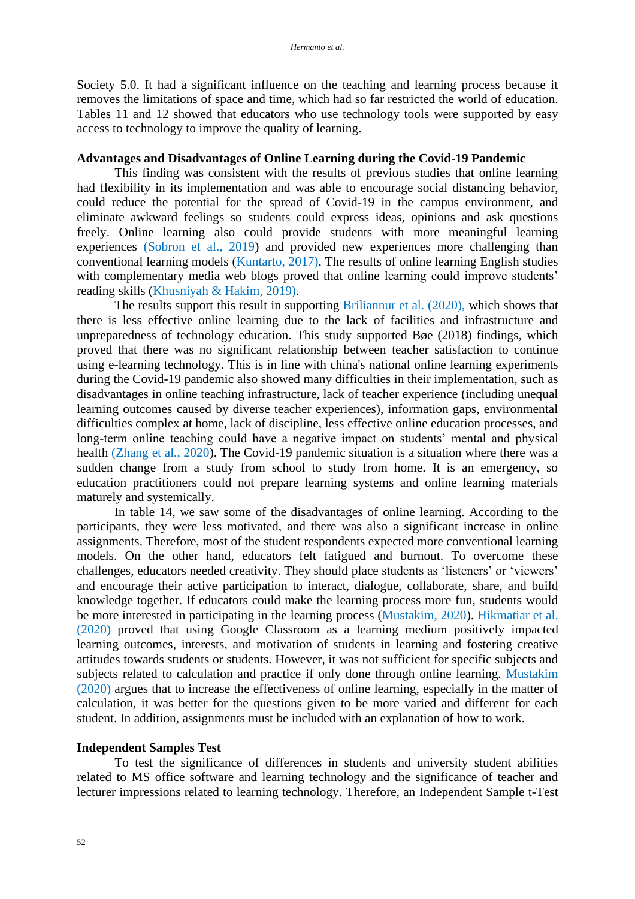Society 5.0. It had a significant influence on the teaching and learning process because it removes the limitations of space and time, which had so far restricted the world of education. Tables 11 and 12 showed that educators who use technology tools were supported by easy access to technology to improve the quality of learning.

**Advantages and Disadvantages of Online Learning during the Covid-19 Pandemic**

This finding was consistent with the results of previous studies that online learning had flexibility in its implementation and was able to encourage social distancing behavior, could reduce the potential for the spread of Covid-19 in the campus environment, and eliminate awkward feelings so students could express ideas, opinions and ask questions freely. Online learning also could provide students with more meaningful learning experiences (Sobron et al., 2019) and provided new experiences more challenging than conventional learning models (Kuntarto, 2017). The results of online learning English studies with complementary media web blogs proved that online learning could improve students' reading skills (Khusniyah & Hakim, 2019).

The results support this result in supporting Briliannur et al. (2020), which shows that there is less effective online learning due to the lack of facilities and infrastructure and unpreparedness of technology education. This study supported Bøe (2018) findings, which proved that there was no significant relationship between teacher satisfaction to continue using e-learning technology. This is in line with china's national online learning experiments during the Covid-19 pandemic also showed many difficulties in their implementation, such as disadvantages in online teaching infrastructure, lack of teacher experience (including unequal learning outcomes caused by diverse teacher experiences), information gaps, environmental difficulties complex at home, lack of discipline, less effective online education processes, and long-term online teaching could have a negative impact on students' mental and physical health (Zhang et al., 2020). The Covid-19 pandemic situation is a situation where there was a sudden change from a study from school to study from home. It is an emergency, so education practitioners could not prepare learning systems and online learning materials maturely and systemically.

In table 14, we saw some of the disadvantages of online learning. According to the participants, they were less motivated, and there was also a significant increase in online assignments. Therefore, most of the student respondents expected more conventional learning models. On the other hand, educators felt fatigued and burnout. To overcome these challenges, educators needed creativity. They should place students as 'listeners' or 'viewers' and encourage their active participation to interact, dialogue, collaborate, share, and build knowledge together. If educators could make the learning process more fun, students would be more interested in participating in the learning process (Mustakim, 2020). Hikmatiar et al. (2020) proved that using Google Classroom as a learning medium positively impacted learning outcomes, interests, and motivation of students in learning and fostering creative attitudes towards students or students. However, it was not sufficient for specific subjects and subjects related to calculation and practice if only done through online learning. Mustakim (2020) argues that to increase the effectiveness of online learning, especially in the matter of calculation, it was better for the questions given to be more varied and different for each student. In addition, assignments must be included with an explanation of how to work.

**Independent Samples Test**

To test the significance of differences in students and university student abilities related to MS office software and learning technology and the significance of teacher and lecturer impressions related to learning technology. Therefore, an Independent Sample t-Test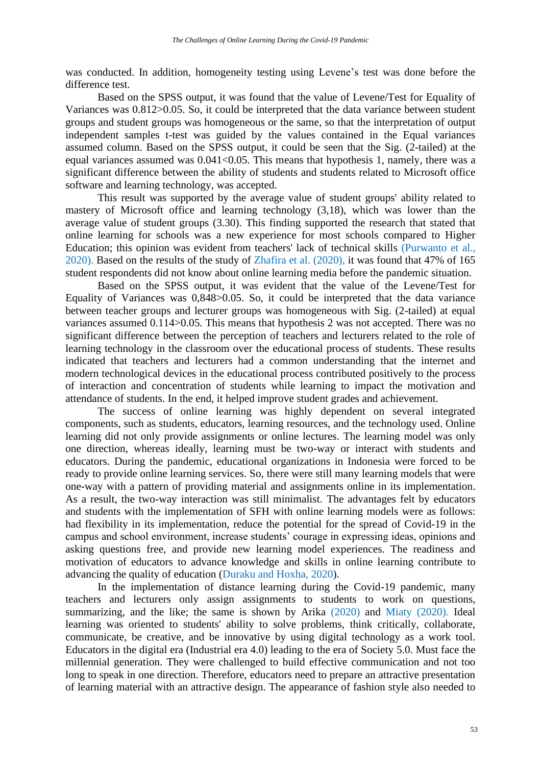was conducted. In addition, homogeneity testing using Levene's test was done before the difference test.

Based on the SPSS output, it was found that the value of Levene/Test for Equality of Variances was 0.812>0.05. So, it could be interpreted that the data variance between student groups and student groups was homogeneous or the same, so that the interpretation of output independent samples t-test was guided by the values contained in the Equal variances assumed column. Based on the SPSS output, it could be seen that the Sig. (2-tailed) at the equal variances assumed was 0.041<0.05. This means that hypothesis 1, namely, there was a significant difference between the ability of students and students related to Microsoft office software and learning technology, was accepted.

This result was supported by the average value of student groups' ability related to mastery of Microsoft office and learning technology (3,18), which was lower than the average value of student groups (3.30). This finding supported the research that stated that online learning for schools was a new experience for most schools compared to Higher Education; this opinion was evident from teachers' lack of technical skills (Purwanto et al., 2020). Based on the results of the study of Zhafira et al. (2020), it was found that 47% of 165 student respondents did not know about online learning media before the pandemic situation.

Based on the SPSS output, it was evident that the value of the Levene/Test for Equality of Variances was 0,848>0.05. So, it could be interpreted that the data variance between teacher groups and lecturer groups was homogeneous with Sig. (2-tailed) at equal variances assumed 0.114>0.05. This means that hypothesis 2 was not accepted. There was no significant difference between the perception of teachers and lecturers related to the role of learning technology in the classroom over the educational process of students. These results indicated that teachers and lecturers had a common understanding that the internet and modern technological devices in the educational process contributed positively to the process of interaction and concentration of students while learning to impact the motivation and attendance of students. In the end, it helped improve student grades and achievement.

The success of online learning was highly dependent on several integrated components, such as students, educators, learning resources, and the technology used. Online learning did not only provide assignments or online lectures. The learning model was only one direction, whereas ideally, learning must be two-way or interact with students and educators. During the pandemic, educational organizations in Indonesia were forced to be ready to provide online learning services. So, there were still many learning models that were one-way with a pattern of providing material and assignments online in its implementation. As a result, the two-way interaction was still minimalist. The advantages felt by educators and students with the implementation of SFH with online learning models were as follows: had flexibility in its implementation, reduce the potential for the spread of Covid-19 in the campus and school environment, increase students' courage in expressing ideas, opinions and asking questions free, and provide new learning model experiences. The readiness and motivation of educators to advance knowledge and skills in online learning contribute to advancing the quality of education (Duraku and Hoxha, 2020).

In the implementation of distance learning during the Covid-19 pandemic, many teachers and lecturers only assign assignments to students to work on questions, summarizing, and the like; the same is shown by Arika (2020) and Miaty (2020). Ideal learning was oriented to students' ability to solve problems, think critically, collaborate, communicate, be creative, and be innovative by using digital technology as a work tool. Educators in the digital era (Industrial era 4.0) leading to the era of Society 5.0. Must face the millennial generation. They were challenged to build effective communication and not too long to speak in one direction. Therefore, educators need to prepare an attractive presentation of learning material with an attractive design. The appearance of fashion style also needed to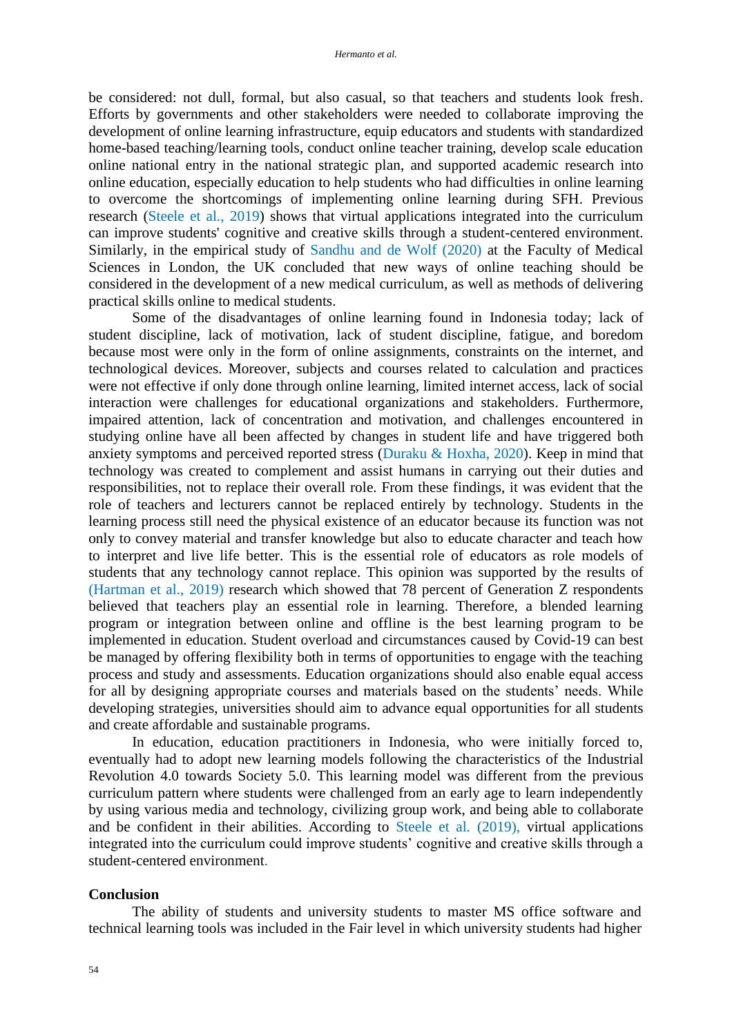be considered: not dull, formal, but also casual, so that teachers and students look fresh. Efforts by governments and other stakeholders were needed to collaborate improving the development of online learning infrastructure, equip educators and students with standardized home-based teaching/learning tools, conduct online teacher training, develop scale education online national entry in the national strategic plan, and supported academic research into online education, especially education to help students who had difficulties in online learning to overcome the shortcomings of implementing online learning during SFH. Previous research (Steele et al., 2019) shows that virtual applications integrated into the curriculum can improve students' cognitive and creative skills through a student-centered environment. Similarly, in the empirical study of Sandhu and de Wolf (2020) at the Faculty of Medical Sciences in London, the UK concluded that new ways of online teaching should be considered in the development of a new medical curriculum, as well as methods of delivering practical skills online to medical students.

Some of the disadvantages of online learning found in Indonesia today; lack of student discipline, lack of motivation, lack of student discipline, fatigue, and boredom because most were only in the form of online assignments, constraints on the internet, and technological devices. Moreover, subjects and courses related to calculation and practices were not effective if only done through online learning, limited internet access, lack of social interaction were challenges for educational organizations and stakeholders. Furthermore, impaired attention, lack of concentration and motivation, and challenges encountered in studying online have all been affected by changes in student life and have triggered both anxiety symptoms and perceived reported stress (Duraku & Hoxha, 2020). Keep in mind that technology was created to complement and assist humans in carrying out their duties and responsibilities, not to replace their overall role. From these findings, it was evident that the role of teachers and lecturers cannot be replaced entirely by technology. Students in the learning process still need the physical existence of an educator because its function was not only to convey material and transfer knowledge but also to educate character and teach how to interpret and live life better. This is the essential role of educators as role models of students that any technology cannot replace. This opinion was supported by the results of (Hartman et al., 2019) research which showed that 78 percent of Generation Z respondents believed that teachers play an essential role in learning. Therefore, a blended learning program or integration between online and offline is the best learning program to be implemented in education. Student overload and circumstances caused by Covid-19 can best be managed by offering flexibility both in terms of opportunities to engage with the teaching process and study and assessments. Education organizations should also enable equal access for all by designing appropriate courses and materials based on the students' needs. While developing strategies, universities should aim to advance equal opportunities for all students and create affordable and sustainable programs.

In education, education practitioners in Indonesia, who were initially forced to, eventually had to adopt new learning models following the characteristics of the Industrial Revolution 4.0 towards Society 5.0. This learning model was different from the previous curriculum pattern where students were challenged from an early age to learn independently by using various media and technology, civilizing group work, and being able to collaborate and be confident in their abilities. According to Steele et al. (2019), virtual applications integrated into the curriculum could improve students' cognitive and creative skills through a student-centered environment.

## Conclusion

The ability of students and university students to master MS office software and technical learning tools was included in the Fair level in which university students had higher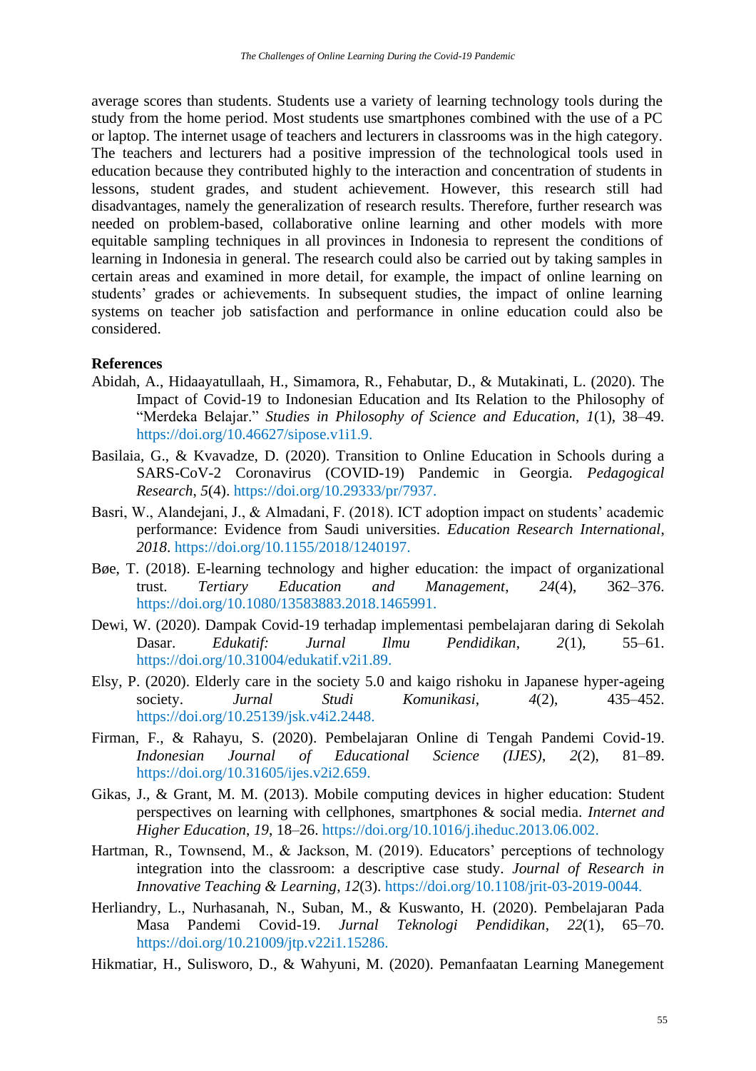average scores than students. Students use a variety of learning technology tools during the study from the home period. Most students use smartphones combined with the use of a PC or laptop. The internet usage of teachers and lecturers in classrooms was in the high category. The teachers and lecturers had a positive impression of the technological tools used in education because they contributed highly to the interaction and concentration of students in lessons, student grades, and student achievement. However, this research still had disadvantages, namely the generalization of research results. Therefore, further research was needed on problem-based, collaborative online learning and other models with more equitable sampling techniques in all provinces in Indonesia to represent the conditions of learning in Indonesia in general. The research could also be carried out by taking samples in certain areas and examined in more detail, for example, the impact of online learning on students' grades or achievements. In subsequent studies, the impact of online learning systems on teacher job satisfaction and performance in online education could also be considered.

## References

Abidah, A., Hidaayatullaah, H., Simamora, R., Fehabutar, D., & Mutakinati, L. (2020). The Impact of Covid-19 to Indonesian Education and Its Relation to the Philosophy of "Merdeka Belajar." *Studies in Philosophy of Science and Education*, *1*(1), 38–49. https://doi.org/10.46627/sipose.v1i1.9.

Basilaia, G., & Kvavadze, D. (2020). Transition to Online Education in Schools during a SARS-CoV-2 Coronavirus (COVID-19) Pandemic in Georgia. *Pedagogical Research*, *5*(4). https://doi.org/10.29333/pr/7937.

Basri, W., Alandejani, J., & Almadani, F. (2018). ICT adoption impact on students' academic performance: Evidence from Saudi universities. *Education Research International*, *2018*. https://doi.org/10.1155/2018/1240197.

Bøe, T. (2018). E-learning technology and higher education: the impact of organizational trust. *Tertiary Education and Management*, *24*(4), 362–376. https://doi.org/10.1080/13583883.2018.1465991.

Dewi, W. (2020). Dampak Covid-19 terhadap implementasi pembelajaran daring di Sekolah Dasar. *Edukatif: Jurnal Ilmu Pendidikan*, *2*(1), 55–61. https://doi.org/10.31004/edukatif.v2i1.89.

Elsy, P. (2020). Elderly care in the society 5.0 and kaigo rishoku in Japanese hyper-ageing society. *Jurnal Studi Komunikasi*, *4*(2), 435–452. https://doi.org/10.25139/jsk.v4i2.2448.

Firman, F., & Rahayu, S. (2020). Pembelajaran Online di Tengah Pandemi Covid-19. *Indonesian Journal of Educational Science (IJES)*, *2*(2), 81–89. https://doi.org/10.31605/ijes.v2i2.659.

Gikas, J., & Grant, M. M. (2013). Mobile computing devices in higher education: Student perspectives on learning with cellphones, smartphones & social media. *Internet and Higher Education*, *19*, 18–26. https://doi.org/10.1016/j.iheduc.2013.06.002.

Hartman, R., Townsend, M., & Jackson, M. (2019). Educators' perceptions of technology integration into the classroom: a descriptive case study. *Journal of Research in Innovative Teaching & Learning*, *12*(3). https://doi.org/10.1108/jrit-03-2019-0044.

Herliandry, L., Nurhasanah, N., Suban, M., & Kuswanto, H. (2020). Pembelajaran Pada Masa Pandemi Covid-19. *Jurnal Teknologi Pendidikan*, *22*(1), 65–70. https://doi.org/10.21009/jtp.v22i1.15286.

Hikmatiar, H., Sulisworo, D., & Wahyuni, M. (2020). Pemanfaatan Learning Manegement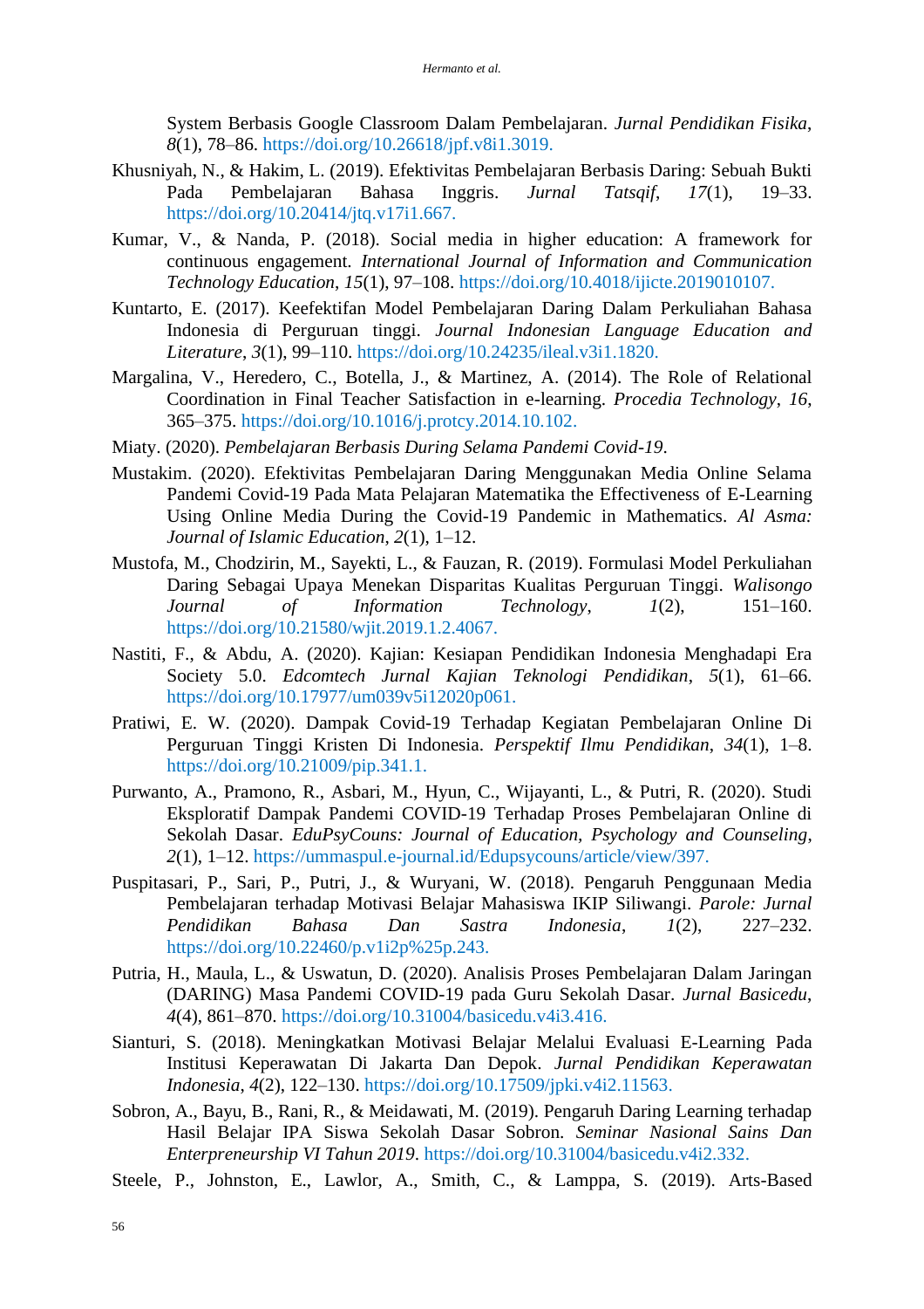System Berbasis Google Classroom Dalam Pembelajaran. *Jurnal Pendidikan Fisika*, *8*(1), 78–86. https://doi.org/10.26618/jpf.v8i1.3019.

Khusniyah, N., & Hakim, L. (2019). Efektivitas Pembelajaran Berbasis Daring: Sebuah Bukti Pada Pembelajaran Bahasa Inggris. *Jurnal Tatsqif*, *17*(1), 19–33. https://doi.org/10.20414/jtq.v17i1.667.

Kumar, V., & Nanda, P. (2018). Social media in higher education: A framework for continuous engagement. *International Journal of Information and Communication Technology Education*, *15*(1), 97–108. https://doi.org/10.4018/ijicte.2019010107.

Kuntarto, E. (2017). Keefektifan Model Pembelajaran Daring Dalam Perkuliahan Bahasa Indonesia di Perguruan tinggi. *Journal Indonesian Language Education and Literature*, *3*(1), 99–110. https://doi.org/10.24235/ileal.v3i1.1820.

Margalina, V., Heredero, C., Botella, J., & Martinez, A. (2014). The Role of Relational Coordination in Final Teacher Satisfaction in e-learning. *Procedia Technology*, *16*, 365–375. https://doi.org/10.1016/j.protcy.2014.10.102.

Miaty. (2020). *Pembelajaran Berbasis During Selama Pandemi Covid-19*.

Mustakim. (2020). Efektivitas Pembelajaran Daring Menggunakan Media Online Selama Pandemi Covid-19 Pada Mata Pelajaran Matematika the Effectiveness of E-Learning Using Online Media During the Covid-19 Pandemic in Mathematics. *Al Asma: Journal of Islamic Education*, *2*(1), 1–12.

Mustofa, M., Chodzirin, M., Sayekti, L., & Fauzan, R. (2019). Formulasi Model Perkuliahan Daring Sebagai Upaya Menekan Disparitas Kualitas Perguruan Tinggi. *Walisongo Journal of Information Technology*, *1*(2), 151–160. https://doi.org/10.21580/wjit.2019.1.2.4067.

Nastiti, F., & Abdu, A. (2020). Kajian: Kesiapan Pendidikan Indonesia Menghadapi Era Society 5.0. *Edcomtech Jurnal Kajian Teknologi Pendidikan*, *5*(1), 61–66. https://doi.org/10.17977/um039v5i12020p061.

Pratiwi, E. W. (2020). Dampak Covid-19 Terhadap Kegiatan Pembelajaran Online Di Perguruan Tinggi Kristen Di Indonesia. *Perspektif Ilmu Pendidikan*, *34*(1), 1–8. https://doi.org/10.21009/pip.341.1.

Purwanto, A., Pramono, R., Asbari, M., Hyun, C., Wijayanti, L., & Putri, R. (2020). Studi Eksploratif Dampak Pandemi COVID-19 Terhadap Proses Pembelajaran Online di Sekolah Dasar. *EduPsyCouns: Journal of Education, Psychology and Counseling*, *2*(1), 1–12. https://ummaspul.e-journal.id/Edupsycouns/article/view/397.

Puspitasari, P., Sari, P., Putri, J., & Wuryani, W. (2018). Pengaruh Penggunaan Media Pembelajaran terhadap Motivasi Belajar Mahasiswa IKIP Siliwangi. *Parole: Jurnal Pendidikan Bahasa Dan Sastra Indonesia*, *1*(2), 227–232. https://doi.org/10.22460/p.v1i2p%25p.243.

Putria, H., Maula, L., & Uswatun, D. (2020). Analisis Proses Pembelajaran Dalam Jaringan (DARING) Masa Pandemi COVID-19 pada Guru Sekolah Dasar. *Jurnal Basicedu*, *4*(4), 861–870. https://doi.org/10.31004/basicedu.v4i3.416.

Sianturi, S. (2018). Meningkatkan Motivasi Belajar Melalui Evaluasi E-Learning Pada Institusi Keperawatan Di Jakarta Dan Depok. *Jurnal Pendidikan Keperawatan Indonesia*, *4*(2), 122–130. https://doi.org/10.17509/jpki.v4i2.11563.

Sobron, A., Bayu, B., Rani, R., & Meidawati, M. (2019). Pengaruh Daring Learning terhadap Hasil Belajar IPA Siswa Sekolah Dasar Sobron. *Seminar Nasional Sains Dan Enterpreneurship VI Tahun 2019*. https://doi.org/10.31004/basicedu.v4i2.332.

Steele, P., Johnston, E., Lawlor, A., Smith, C., & Lamppa, S. (2019). Arts-Based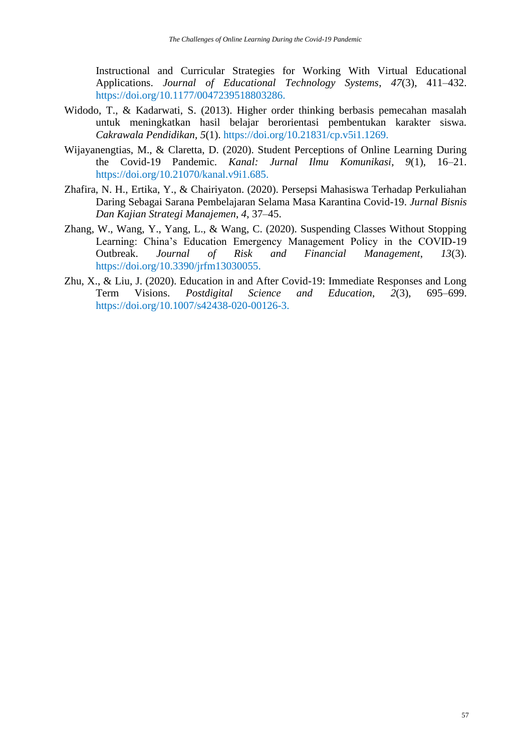Instructional and Curricular Strategies for Working With Virtual Educational Applications. *Journal of Educational Technology Systems*, *47*(3), 411–432. https://doi.org/10.1177/0047239518803286.

Widodo, T., & Kadarwati, S. (2013). Higher order thinking berbasis pemecahan masalah untuk meningkatkan hasil belajar berorientasi pembentukan karakter siswa. *Cakrawala Pendidikan*, *5*(1). https://doi.org/10.21831/cp.v5i1.1269.

Wijayanengtias, M., & Claretta, D. (2020). Student Perceptions of Online Learning During the Covid-19 Pandemic. *Kanal: Jurnal Ilmu Komunikasi*, *9*(1), 16–21. https://doi.org/10.21070/kanal.v9i1.685.

Zhafira, N. H., Ertika, Y., & Chairiyaton. (2020). Persepsi Mahasiswa Terhadap Perkuliahan Daring Sebagai Sarana Pembelajaran Selama Masa Karantina Covid-19. *Jurnal Bisnis Dan Kajian Strategi Manajemen*, *4*, 37–45.

Zhang, W., Wang, Y., Yang, L., & Wang, C. (2020). Suspending Classes Without Stopping Learning: China's Education Emergency Management Policy in the COVID-19 Outbreak. *Journal of Risk and Financial Management*, *13*(3). https://doi.org/10.3390/jrfm13030055.

Zhu, X., & Liu, J. (2020). Education in and After Covid-19: Immediate Responses and Long Term Visions. *Postdigital Science and Education*, *2*(3), 695–699. https://doi.org/10.1007/s42438-020-00126-3.